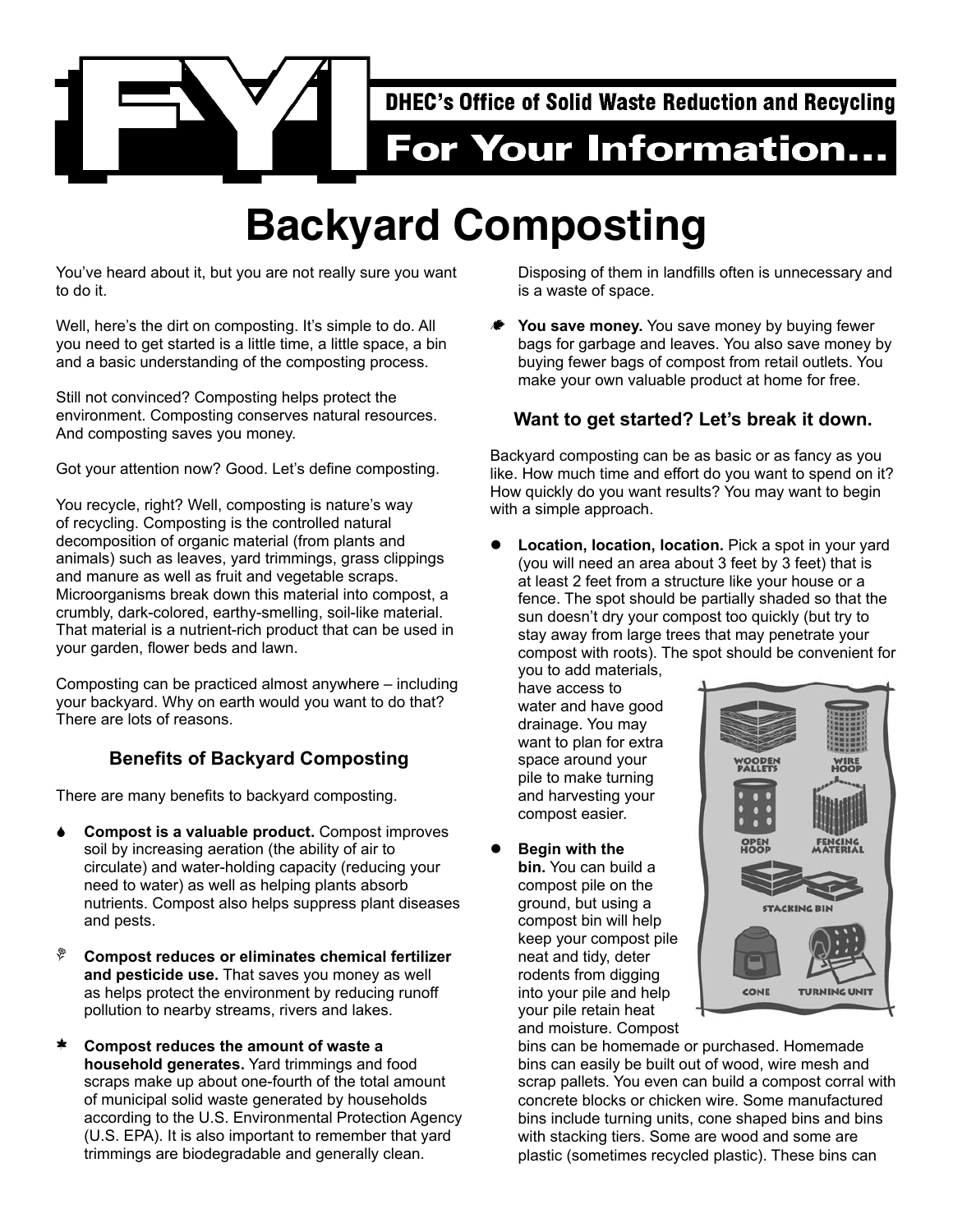FYI

DHEC's Office of Solid Waste Reduction and Recycling

For Your Information...

# Backyard Composting

You've heard about it, but you are not really sure you want to do it.

Well, here's the dirt on composting. It's simple to do. All you need to get started is a little time, a little space, a bin and a basic understanding of the composting process.

Still not convinced? Composting helps protect the environment. Composting conserves natural resources. And composting saves you money.

Got your attention now? Good. Let's define composting.

You recycle, right? Well, composting is nature's way of recycling. Composting is the controlled natural decomposition of organic material (from plants and animals) such as leaves, yard trimmings, grass clippings and manure as well as fruit and vegetable scraps. Microorganisms break down this material into compost, a crumbly, dark-colored, earthy-smelling, soil-like material. That material is a nutrient-rich product that can be used in your garden, flower beds and lawn.

Composting can be practiced almost anywhere – including your backyard. Why on earth would you want to do that? There are lots of reasons.

## Benefits of Backyard Composting

There are many benefits to backyard composting.

- **Compost is a valuable product.** Compost improves soil by increasing aeration (the ability of air to circulate) and water-holding capacity (reducing your need to water) as well as helping plants absorb nutrients. Compost also helps suppress plant diseases and pests.

- **Compost reduces or eliminates chemical fertilizer and pesticide use.** That saves you money as well as helps protect the environment by reducing runoff pollution to nearby streams, rivers and lakes.

- **Compost reduces the amount of waste a household generates.** Yard trimmings and food scraps make up about one-fourth of the total amount of municipal solid waste generated by households according to the U.S. Environmental Protection Agency (U.S. EPA). It is also important to remember that yard trimmings are biodegradable and generally clean. Disposing of them in landfills often is unnecessary and is a waste of space.

- **You save money.** You save money by buying fewer bags for garbage and leaves. You also save money by buying fewer bags of compost from retail outlets. You make your own valuable product at home for free.

## Want to get started? Let's break it down.

Backyard composting can be as basic or as fancy as you like. How much time and effort do you want to spend on it? How quickly do you want results? You may want to begin with a simple approach.

- **Location, location, location.** Pick a spot in your yard (you will need an area about 3 feet by 3 feet) that is at least 2 feet from a structure like your house or a fence. The spot should be partially shaded so that the sun doesn't dry your compost too quickly (but try to stay away from large trees that may penetrate your compost with roots). The spot should be convenient for you to add materials, have access to water and have good drainage. You may want to plan for extra space around your pile to make turning and harvesting your compost easier.

- **Begin with the bin.** You can build a compost pile on the ground, but using a compost bin will help keep your compost pile neat and tidy, deter rodents from digging into your pile and help your pile retain heat and moisture. Compost bins can be homemade or purchased. Homemade bins can easily be built out of wood, wire mesh and scrap pallets. You even can build a compost corral with concrete blocks or chicken wire. Some manufactured bins include turning units, cone shaped bins and bins with stacking tiers. Some are wood and some are plastic (sometimes recycled plastic). These bins can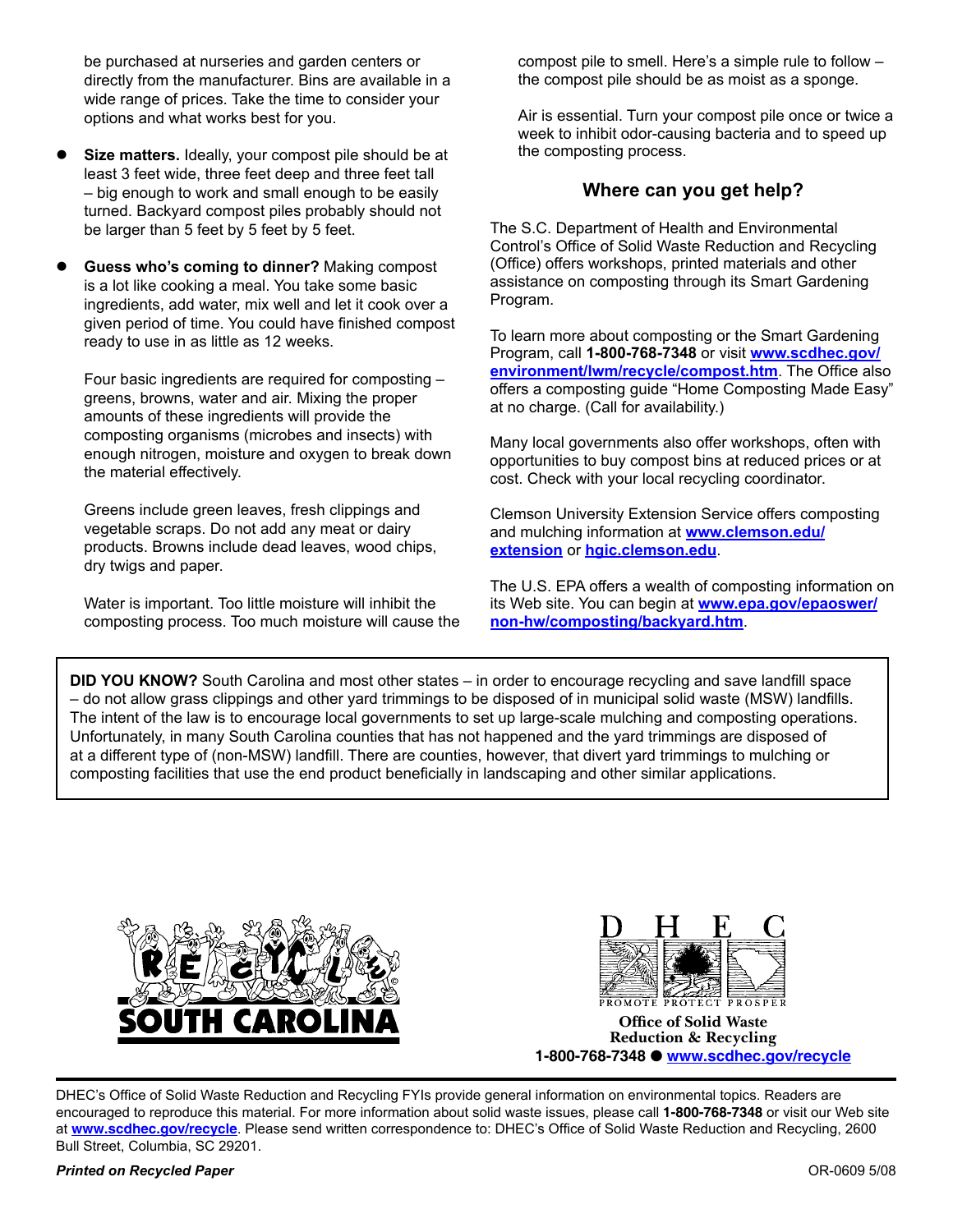be purchased at nurseries and garden centers or directly from the manufacturer. Bins are available in a wide range of prices. Take the time to consider your options and what works best for you.

- **Size matters.** Ideally, your compost pile should be at least 3 feet wide, three feet deep and three feet tall – big enough to work and small enough to be easily turned. Backyard compost piles probably should not be larger than 5 feet by 5 feet by 5 feet.

- **Guess who's coming to dinner?** Making compost is a lot like cooking a meal. You take some basic ingredients, add water, mix well and let it cook over a given period of time. You could have finished compost ready to use in as little as 12 weeks.

  Four basic ingredients are required for composting – greens, browns, water and air. Mixing the proper amounts of these ingredients will provide the composting organisms (microbes and insects) with enough nitrogen, moisture and oxygen to break down the material effectively.

  Greens include green leaves, fresh clippings and vegetable scraps. Do not add any meat or dairy products. Browns include dead leaves, wood chips, dry twigs and paper.

  Water is important. Too little moisture will inhibit the composting process. Too much moisture will cause the compost pile to smell. Here's a simple rule to follow – the compost pile should be as moist as a sponge.

  Air is essential. Turn your compost pile once or twice a week to inhibit odor-causing bacteria and to speed up the composting process.

## Where can you get help?

The S.C. Department of Health and Environmental Control's Office of Solid Waste Reduction and Recycling (Office) offers workshops, printed materials and other assistance on composting through its Smart Gardening Program.

To learn more about composting or the Smart Gardening Program, call **1-800-768-7348** or visit **www.scdhec.gov/environment/lwm/recycle/compost.htm**. The Office also offers a composting guide "Home Composting Made Easy" at no charge. (Call for availability.)

Many local governments also offer workshops, often with opportunities to buy compost bins at reduced prices or at cost. Check with your local recycling coordinator.

Clemson University Extension Service offers composting and mulching information at **www.clemson.edu/extension** or **hgic.clemson.edu**.

The U.S. EPA offers a wealth of composting information on its Web site. You can begin at **www.epa.gov/epaoswer/non-hw/composting/backyard.htm**.

**DID YOU KNOW?** South Carolina and most other states – in order to encourage recycling and save landfill space – do not allow grass clippings and other yard trimmings to be disposed of in municipal solid waste (MSW) landfills. The intent of the law is to encourage local governments to set up large-scale mulching and composting operations. Unfortunately, in many South Carolina counties that has not happened and the yard trimmings are disposed of at a different type of (non-MSW) landfill. There are counties, however, that divert yard trimmings to mulching or composting facilities that use the end product beneficially in landscaping and other similar applications.

RECYCLE SOUTH CAROLINA

DHEC
PROMOTE PROTECT PROSPER

**Office of Solid Waste Reduction & Recycling**

**1-800-768-7348** ● **www.scdhec.gov/recycle**

DHEC's Office of Solid Waste Reduction and Recycling FYIs provide general information on environmental topics. Readers are encouraged to reproduce this material. For more information about solid waste issues, please call **1-800-768-7348** or visit our Web site at **www.scdhec.gov/recycle**. Please send written correspondence to: DHEC's Office of Solid Waste Reduction and Recycling, 2600 Bull Street, Columbia, SC 29201.

***Printed on Recycled Paper***

OR-0609 5/08